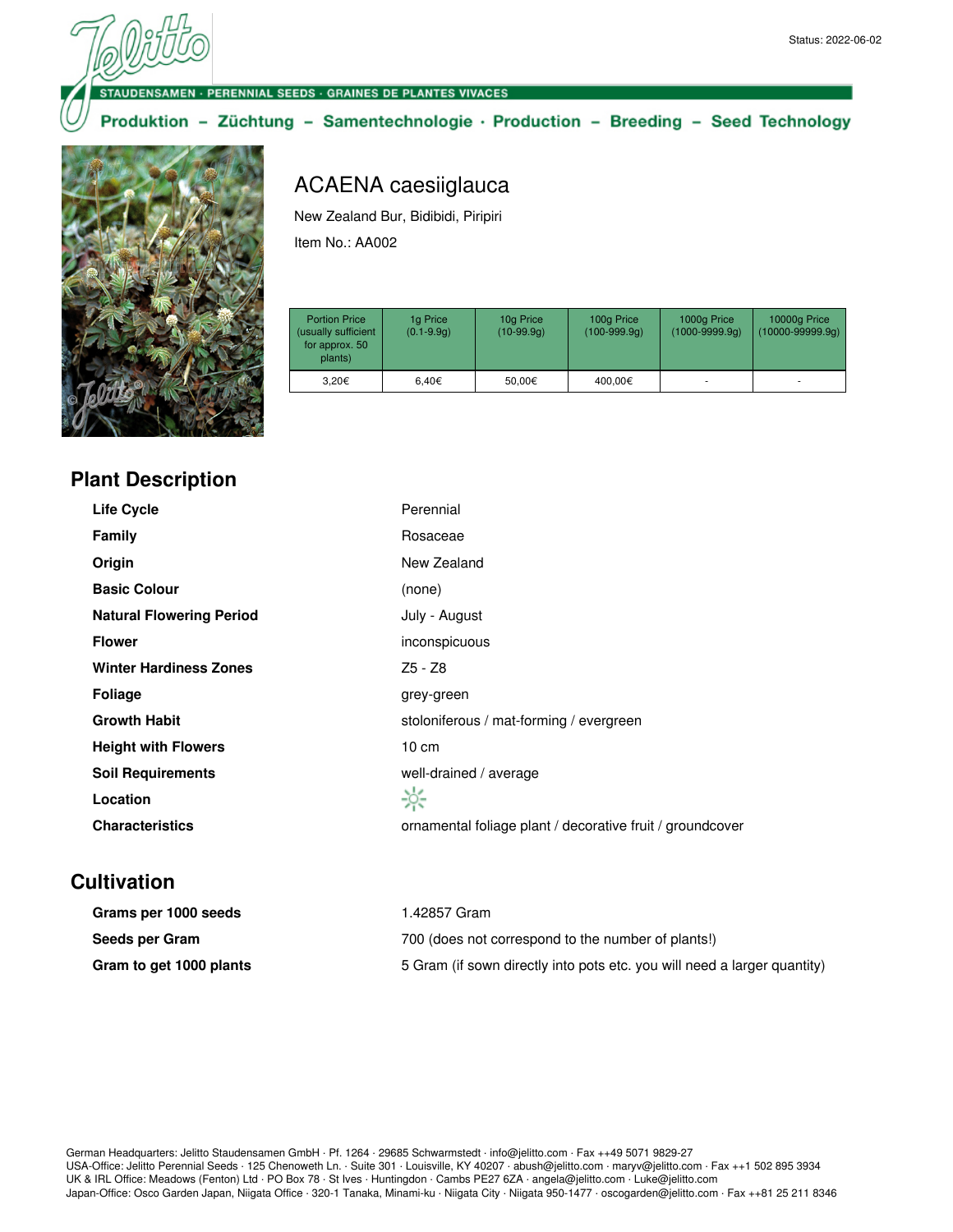Status: 2022-06-02

STAUDENSAMEN · PERENNIAL SEEDS · GRAINES DE PLANTES VIVACES

Produktion – Züchtung – Samentechnologie · Production – Breeding – Seed Technology

# ACAENA caesiiglauca

New Zealand Bur, Bidibidi, Piripiri

Item No.: AA002

| Portion Price (usually sufficient for approx. 50 plants) | 1g Price (0.1-9.9g) | 10g Price (10-99.9g) | 100g Price (100-999.9g) | 1000g Price (1000-9999.9g) | 10000g Price (10000-99999.9g) |
|---|---|---|---|---|---|
| 3,20€ | 6,40€ | 50,00€ | 400,00€ | - | - |

## Plant Description

| | |
|---|---|
| **Life Cycle** | Perennial |
| **Family** | Rosaceae |
| **Origin** | New Zealand |
| **Basic Colour** | (none) |
| **Natural Flowering Period** | July - August |
| **Flower** | inconspicuous |
| **Winter Hardiness Zones** | Z5 - Z8 |
| **Foliage** | grey-green |
| **Growth Habit** | stoloniferous / mat-forming / evergreen |
| **Height with Flowers** | 10 cm |
| **Soil Requirements** | well-drained / average |
| **Location** | ☀ |
| **Characteristics** | ornamental foliage plant / decorative fruit / groundcover |

## Cultivation

| | |
|---|---|
| **Grams per 1000 seeds** | 1.42857 Gram |
| **Seeds per Gram** | 700 (does not correspond to the number of plants!) |
| **Gram to get 1000 plants** | 5 Gram (if sown directly into pots etc. you will need a larger quantity) |

German Headquarters: Jelitto Staudensamen GmbH · Pf. 1264 · 29685 Schwarmstedt · info@jelitto.com · Fax ++49 5071 9829-27
USA-Office: Jelitto Perennial Seeds · 125 Chenoweth Ln. · Suite 301 · Louisville, KY 40207 · abush@jelitto.com · maryv@jelitto.com · Fax ++1 502 895 3934
UK & IRL Office: Meadows (Fenton) Ltd · PO Box 78 · St Ives · Huntingdon · Cambs PE27 6ZA · angela@jelitto.com · Luke@jelitto.com
Japan-Office: Osco Garden Japan, Niigata Office · 320-1 Tanaka, Minami-ku · Niigata City · Niigata 950-1477 · oscogarden@jelitto.com · Fax ++81 25 211 8346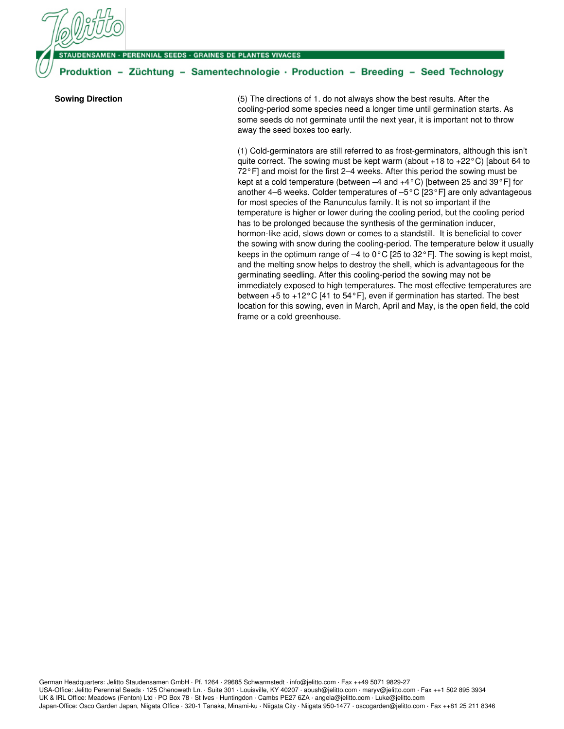**Sowing Direction**

(5) The directions of 1. do not always show the best results. After the cooling-period some species need a longer time until germination starts. As some seeds do not germinate until the next year, it is important not to throw away the seed boxes too early.

(1) Cold-germinators are still referred to as frost-germinators, although this isn't quite correct. The sowing must be kept warm (about +18 to +22°C) [about 64 to 72°F] and moist for the first 2–4 weeks. After this period the sowing must be kept at a cold temperature (between –4 and +4°C) [between 25 and 39°F] for another 4–6 weeks. Colder temperatures of –5°C [23°F] are only advantageous for most species of the Ranunculus family. It is not so important if the temperature is higher or lower during the cooling period, but the cooling period has to be prolonged because the synthesis of the germination inducer, hormon-like acid, slows down or comes to a standstill. It is beneficial to cover the sowing with snow during the cooling-period. The temperature below it usually keeps in the optimum range of –4 to 0°C [25 to 32°F]. The sowing is kept moist, and the melting snow helps to destroy the shell, which is advantageous for the germinating seedling. After this cooling-period the sowing may not be immediately exposed to high temperatures. The most effective temperatures are between +5 to +12°C [41 to 54°F], even if germination has started. The best location for this sowing, even in March, April and May, is the open field, the cold frame or a cold greenhouse.